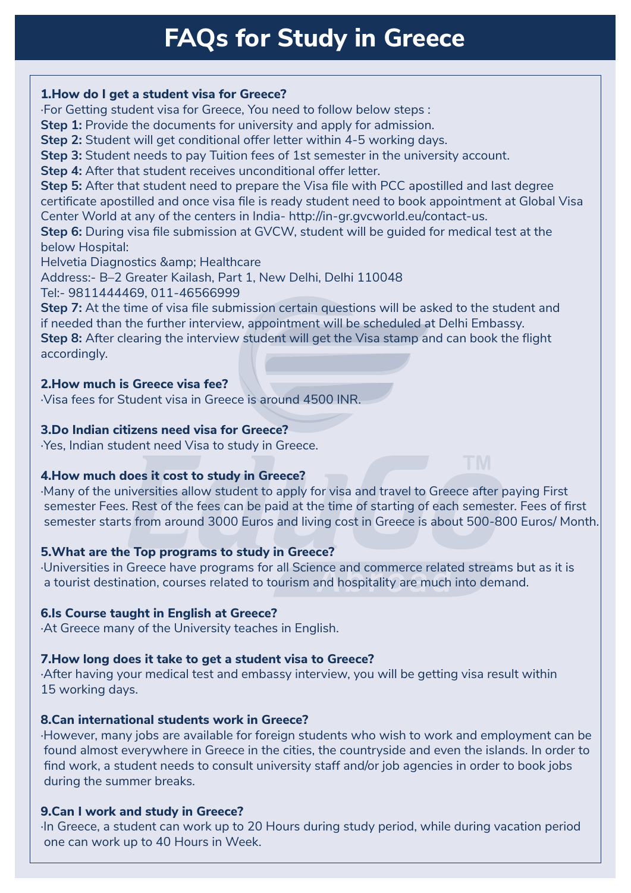# FAQs for Study in Greece

**1.How do I get a student visa for Greece?**

·For Getting student visa for Greece, You need to follow below steps :

**Step 1:** Provide the documents for university and apply for admission.

**Step 2:** Student will get conditional offer letter within 4-5 working days.

**Step 3:** Student needs to pay Tuition fees of 1st semester in the university account.

**Step 4:** After that student receives unconditional offer letter.

**Step 5:** After that student need to prepare the Visa file with PCC apostilled and last degree certificate apostilled and once visa file is ready student need to book appointment at Global Visa Center World at any of the centers in India- http://in-gr.gvcworld.eu/contact-us.

**Step 6:** During visa file submission at GVCW, student will be guided for medical test at the below Hospital:

Helvetia Diagnostics &amp; Healthcare

Address:- B–2 Greater Kailash, Part 1, New Delhi, Delhi 110048

Tel:- 9811444469, 011-46566999

**Step 7:** At the time of visa file submission certain questions will be asked to the student and if needed than the further interview, appointment will be scheduled at Delhi Embassy.

**Step 8:** After clearing the interview student will get the Visa stamp and can book the flight accordingly.

**2.How much is Greece visa fee?**

·Visa fees for Student visa in Greece is around 4500 INR.

**3.Do Indian citizens need visa for Greece?**

·Yes, Indian student need Visa to study in Greece.

**4.How much does it cost to study in Greece?**

·Many of the universities allow student to apply for visa and travel to Greece after paying First semester Fees. Rest of the fees can be paid at the time of starting of each semester. Fees of first semester starts from around 3000 Euros and living cost in Greece is about 500-800 Euros/ Month.

**5.What are the Top programs to study in Greece?**

·Universities in Greece have programs for all Science and commerce related streams but as it is a tourist destination, courses related to tourism and hospitality are much into demand.

**6.Is Course taught in English at Greece?**

·At Greece many of the University teaches in English.

**7.How long does it take to get a student visa to Greece?**

·After having your medical test and embassy interview, you will be getting visa result within 15 working days.

**8.Can international students work in Greece?**

·However, many jobs are available for foreign students who wish to work and employment can be found almost everywhere in Greece in the cities, the countryside and even the islands. In order to find work, a student needs to consult university staff and/or job agencies in order to book jobs during the summer breaks.

**9.Can I work and study in Greece?**

·In Greece, a student can work up to 20 Hours during study period, while during vacation period one can work up to 40 Hours in Week.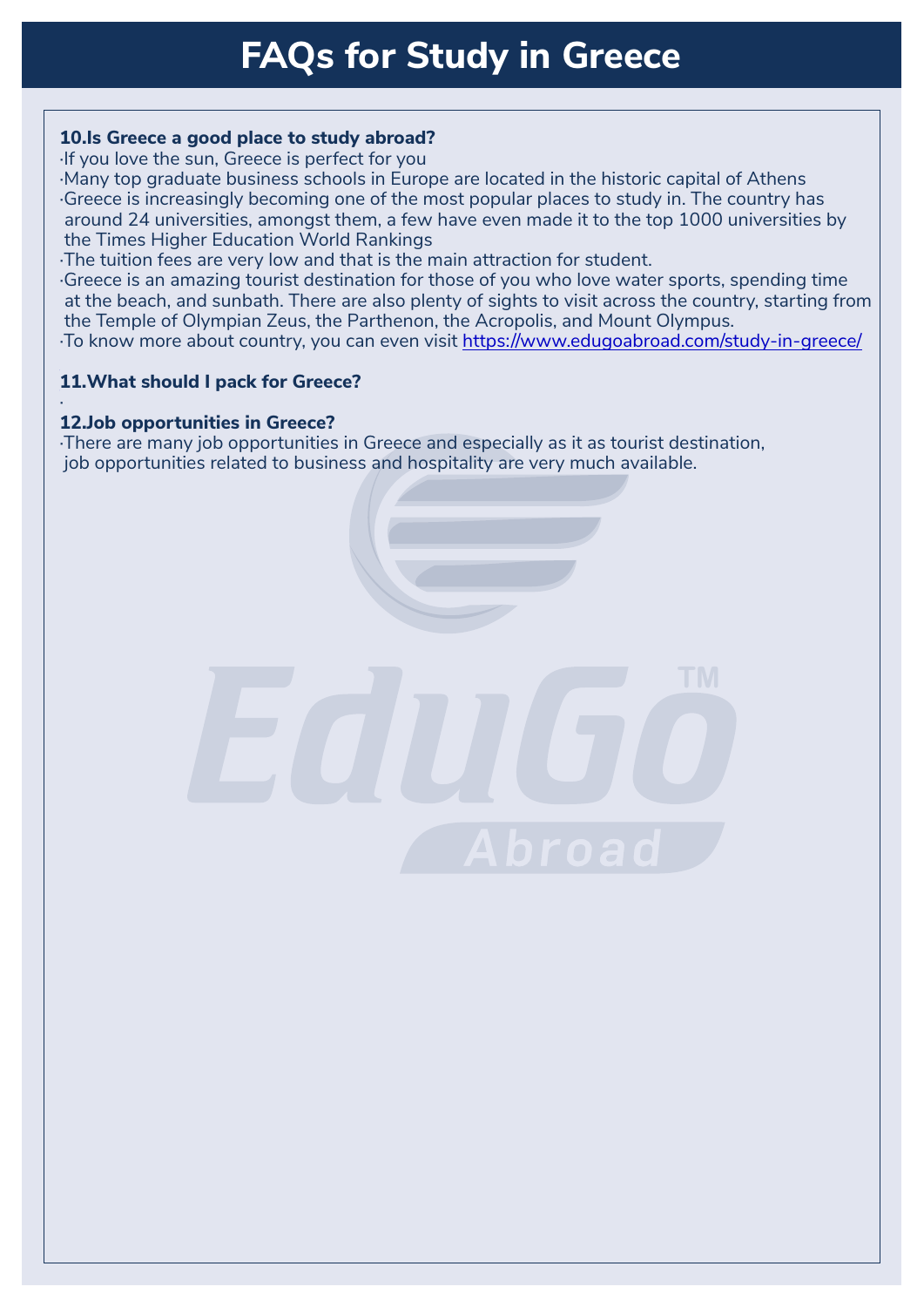# FAQs for Study in Greece

**10.Is Greece a good place to study abroad?**

- If you love the sun, Greece is perfect for you
- Many top graduate business schools in Europe are located in the historic capital of Athens
- Greece is increasingly becoming one of the most popular places to study in. The country has around 24 universities, amongst them, a few have even made it to the top 1000 universities by the Times Higher Education World Rankings
- The tuition fees are very low and that is the main attraction for student.
- Greece is an amazing tourist destination for those of you who love water sports, spending time at the beach, and sunbath. There are also plenty of sights to visit across the country, starting from the Temple of Olympian Zeus, the Parthenon, the Acropolis, and Mount Olympus.
- To know more about country, you can even visit https://www.edugoabroad.com/study-in-greece/

**11.What should I pack for Greece?**

**12.Job opportunities in Greece?**

- There are many job opportunities in Greece and especially as it as tourist destination, job opportunities related to business and hospitality are very much available.